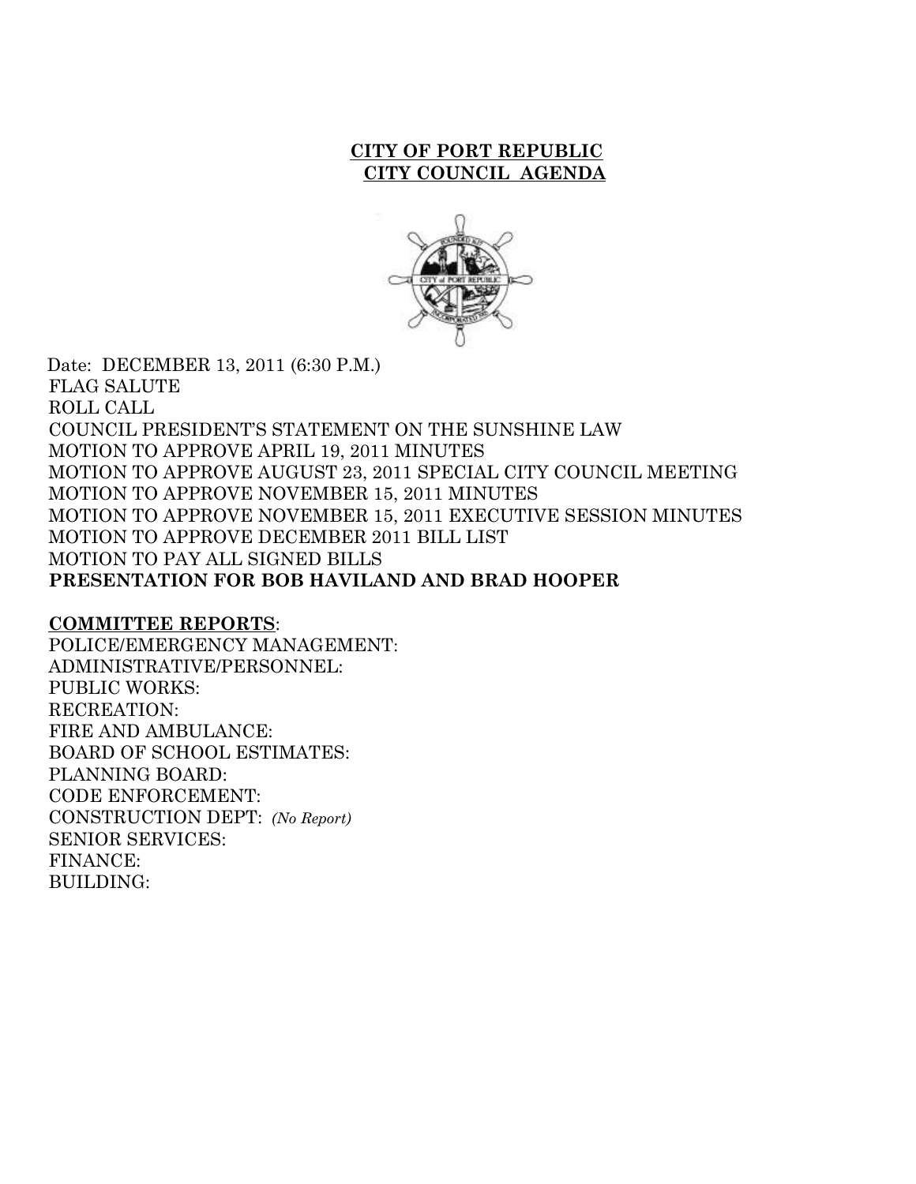# CITY OF PORT REPUBLIC
## CITY COUNCIL AGENDA

Date: DECEMBER 13, 2011 (6:30 P.M.)
FLAG SALUTE
ROLL CALL
COUNCIL PRESIDENT'S STATEMENT ON THE SUNSHINE LAW
MOTION TO APPROVE APRIL 19, 2011 MINUTES
MOTION TO APPROVE AUGUST 23, 2011 SPECIAL CITY COUNCIL MEETING
MOTION TO APPROVE NOVEMBER 15, 2011 MINUTES
MOTION TO APPROVE NOVEMBER 15, 2011 EXECUTIVE SESSION MINUTES
MOTION TO APPROVE DECEMBER 2011 BILL LIST
MOTION TO PAY ALL SIGNED BILLS
**PRESENTATION FOR BOB HAVILAND AND BRAD HOOPER**

**COMMITTEE REPORTS**:
POLICE/EMERGENCY MANAGEMENT:
ADMINISTRATIVE/PERSONNEL:
PUBLIC WORKS:
RECREATION:
FIRE AND AMBULANCE:
BOARD OF SCHOOL ESTIMATES:
PLANNING BOARD:
CODE ENFORCEMENT:
CONSTRUCTION DEPT: *(No Report)*
SENIOR SERVICES:
FINANCE:
BUILDING: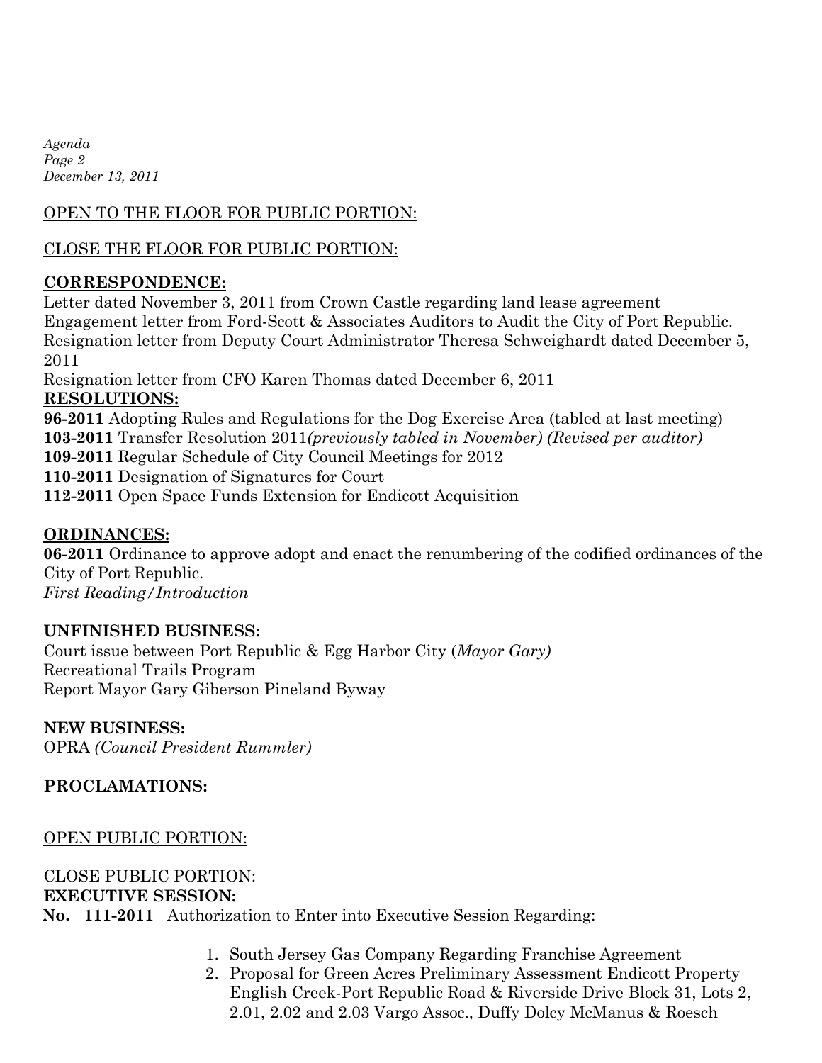OPEN TO THE FLOOR FOR PUBLIC PORTION:

CLOSE THE FLOOR FOR PUBLIC PORTION:

**CORRESPONDENCE:**

Letter dated November 3, 2011 from Crown Castle regarding land lease agreement
Engagement letter from Ford-Scott & Associates Auditors to Audit the City of Port Republic.
Resignation letter from Deputy Court Administrator Theresa Schweighardt dated December 5, 2011
Resignation letter from CFO Karen Thomas dated December 6, 2011

**RESOLUTIONS:**

**96-2011** Adopting Rules and Regulations for the Dog Exercise Area (tabled at last meeting)
**103-2011** Transfer Resolution 2011*(previously tabled in November) (Revised per auditor)*
**109-2011** Regular Schedule of City Council Meetings for 2012
**110-2011** Designation of Signatures for Court
**112-2011** Open Space Funds Extension for Endicott Acquisition

**ORDINANCES:**

**06-2011** Ordinance to approve adopt and enact the renumbering of the codified ordinances of the City of Port Republic.
*First Reading/Introduction*

**UNFINISHED BUSINESS:**

Court issue between Port Republic & Egg Harbor City (*Mayor Gary)*
Recreational Trails Program
Report Mayor Gary Giberson Pineland Byway

**NEW BUSINESS:**

OPRA *(Council President Rummler)*

**PROCLAMATIONS:**

OPEN PUBLIC PORTION:

CLOSE PUBLIC PORTION:

**EXECUTIVE SESSION:**

**No. 111-2011** Authorization to Enter into Executive Session Regarding:

1. South Jersey Gas Company Regarding Franchise Agreement
2. Proposal for Green Acres Preliminary Assessment Endicott Property English Creek-Port Republic Road & Riverside Drive Block 31, Lots 2, 2.01, 2.02 and 2.03 Vargo Assoc., Duffy Dolcy McManus & Roesch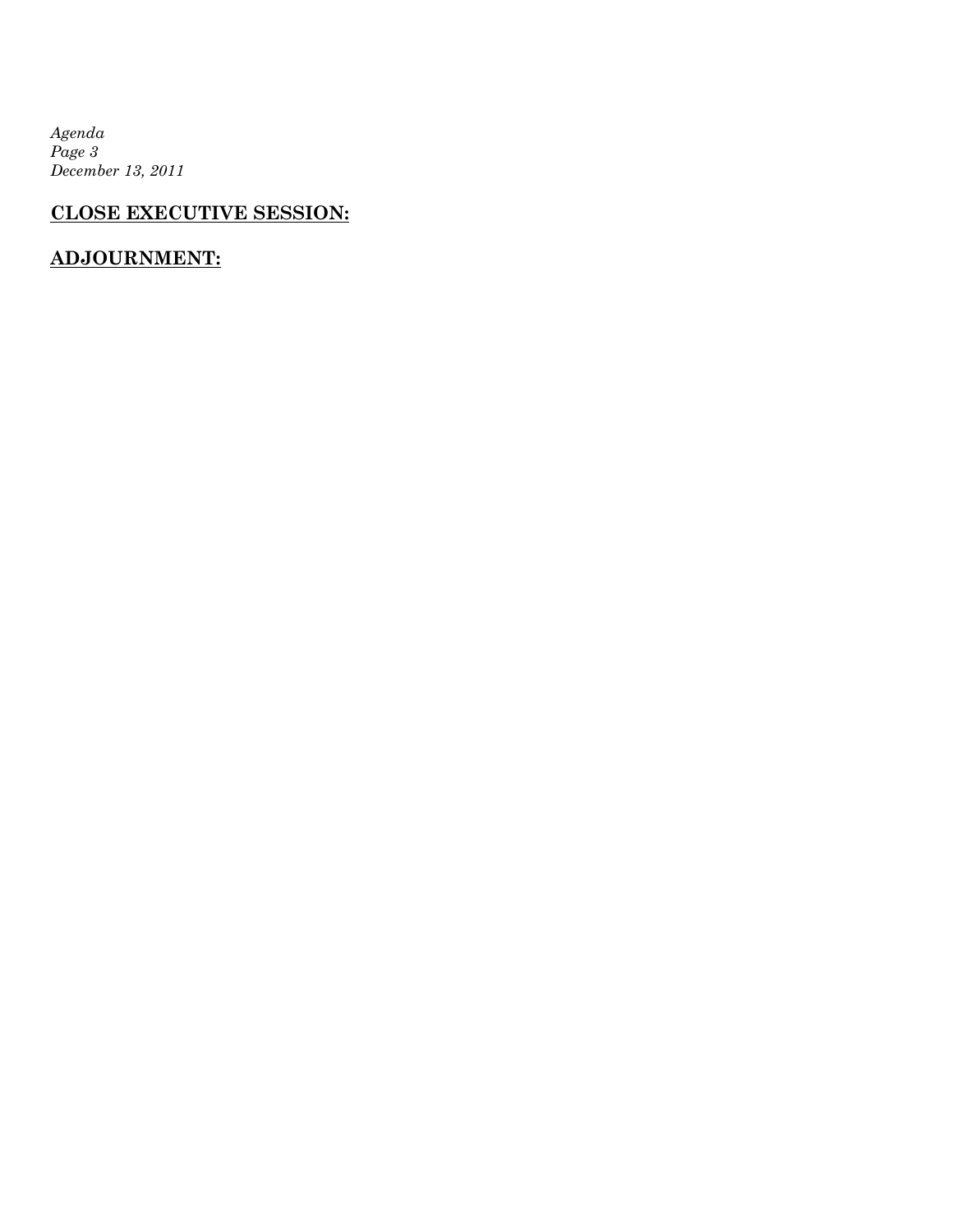**CLOSE EXECUTIVE SESSION:**

**ADJOURNMENT:**